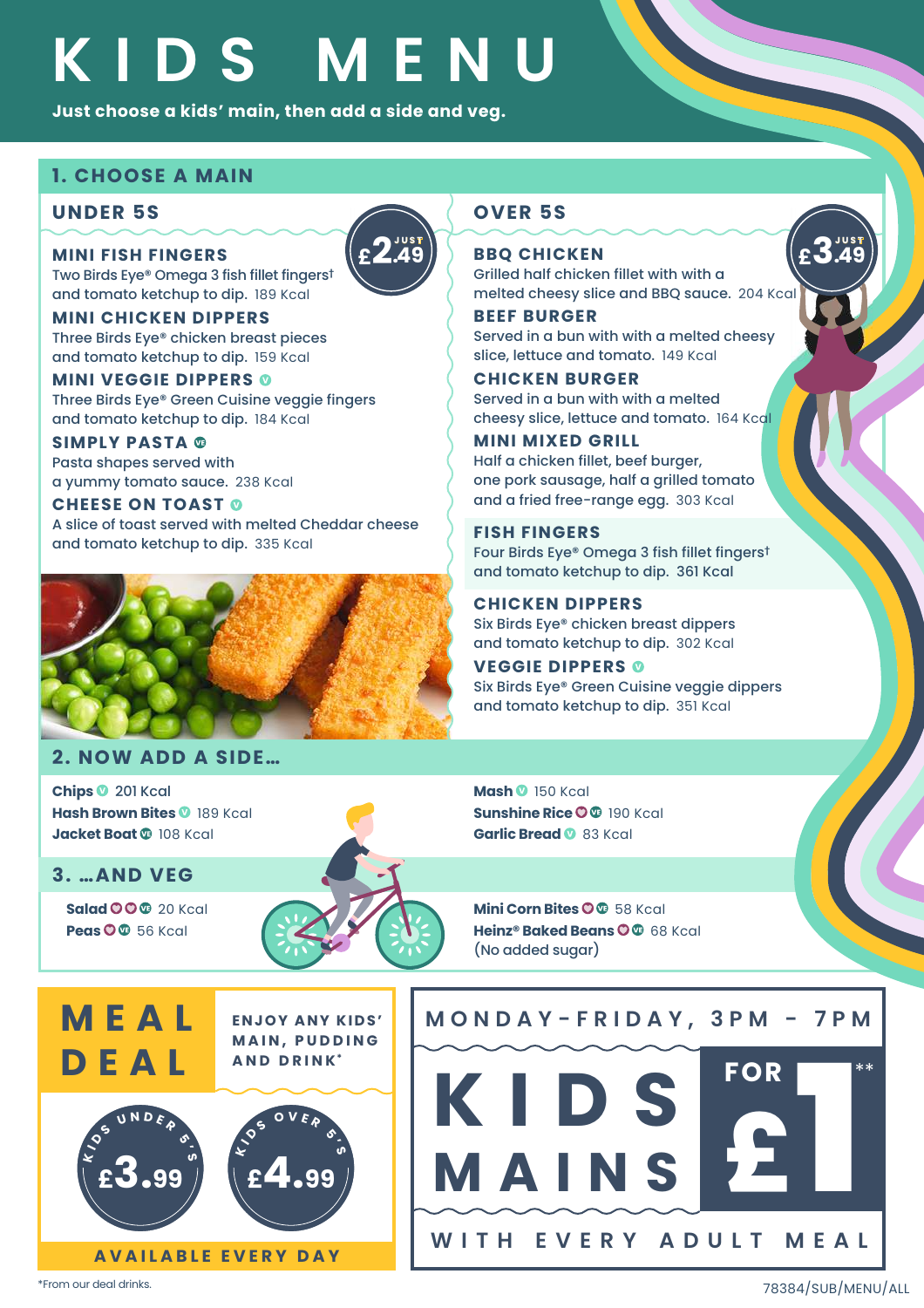# KIDS MENU

**Just choose a kids' main, then add a side and veg.**

## 1. CHOOSE A MAIN

### UNDER 5S

JUST £2.49

**MINI FISH FINGERS**
Two Birds Eye® Omega 3 fish fillet fingers† and tomato ketchup to dip. 189 Kcal

**MINI CHICKEN DIPPERS**
Three Birds Eye® chicken breast pieces and tomato ketchup to dip. 159 Kcal

**MINI VEGGIE DIPPERS** (V)
Three Birds Eye® Green Cuisine veggie fingers and tomato ketchup to dip. 184 Kcal

**SIMPLY PASTA** (VE)
Pasta shapes served with a yummy tomato sauce. 238 Kcal

**CHEESE ON TOAST** (V)
A slice of toast served with melted Cheddar cheese and tomato ketchup to dip. 335 Kcal

### OVER 5S

JUST £3.49

**BBQ CHICKEN**
Grilled half chicken fillet with with a melted cheesy slice and BBQ sauce. 204 Kcal

**BEEF BURGER**
Served in a bun with with a melted cheesy slice, lettuce and tomato. 149 Kcal

**CHICKEN BURGER**
Served in a bun with with a melted cheesy slice, lettuce and tomato. 164 Kcal

**MINI MIXED GRILL**
Half a chicken fillet, beef burger, one pork sausage, half a grilled tomato and a fried free-range egg. 303 Kcal

**FISH FINGERS**
Four Birds Eye® Omega 3 fish fillet fingers† and tomato ketchup to dip. 361 Kcal

**CHICKEN DIPPERS**
Six Birds Eye® chicken breast dippers and tomato ketchup to dip. 302 Kcal

**VEGGIE DIPPERS** (V)
Six Birds Eye® Green Cuisine veggie dippers and tomato ketchup to dip. 351 Kcal

## 2. NOW ADD A SIDE…

- **Chips** (V) 201 Kcal
- **Hash Brown Bites** (V) 189 Kcal
- **Jacket Boat** (VE) 108 Kcal
- **Mash** (V) 150 Kcal
- **Sunshine Rice** (VE) 190 Kcal
- **Garlic Bread** (V) 83 Kcal

## 3. …AND VEG

- **Salad** (VE) 20 Kcal
- **Peas** (VE) 56 Kcal
- **Mini Corn Bites** (VE) 58 Kcal
- **Heinz® Baked Beans** (VE) 68 Kcal (No added sugar)

## MEAL DEAL

ENJOY ANY KIDS' MAIN, PUDDING AND DRINK*

KIDS UNDER 5'S £3.99

KIDS OVER 5'S £4.99

AVAILABLE EVERY DAY

## MONDAY-FRIDAY, 3PM - 7PM

# KIDS MAINS FOR £1**

WITH EVERY ADULT MEAL

*From our deal drinks.

78384/SUB/MENU/ALL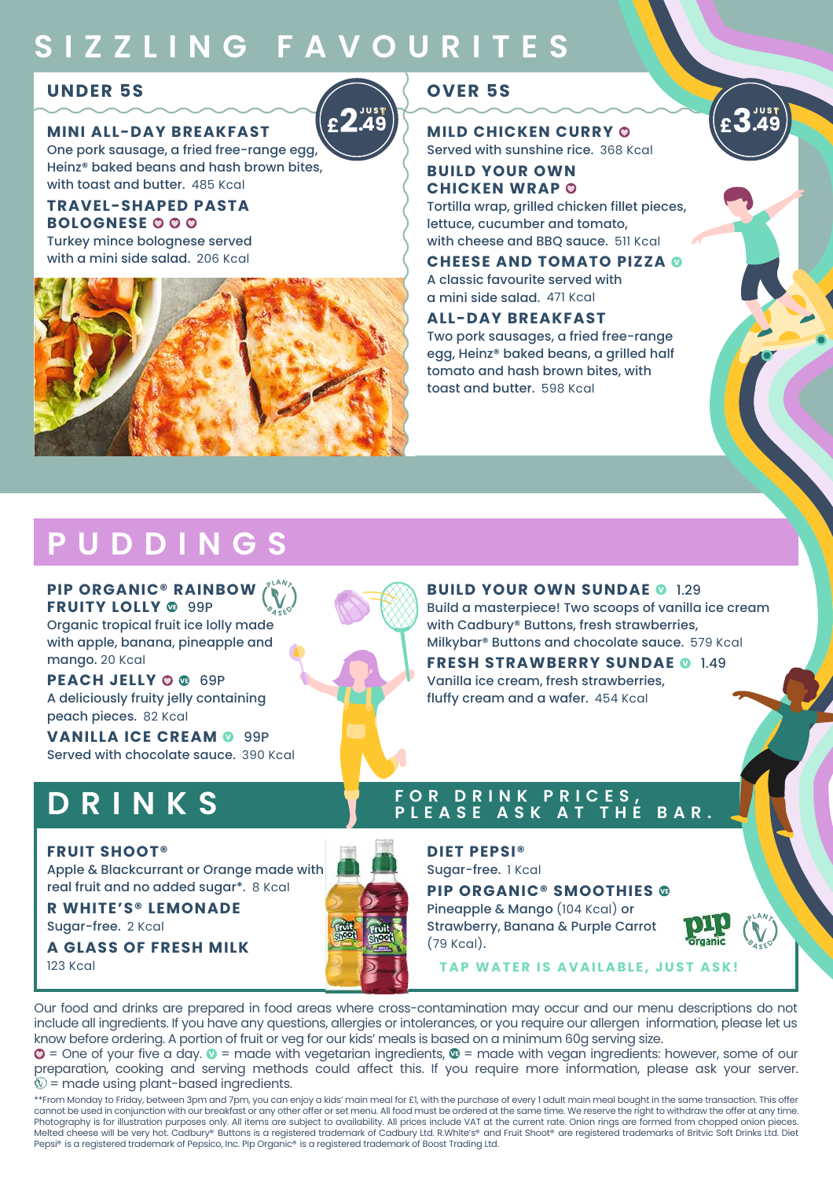# SIZZLING FAVOURITES

## UNDER 5S

JUST £2.49

### MINI ALL-DAY BREAKFAST

One pork sausage, a fried free-range egg, Heinz® baked beans and hash brown bites, with toast and butter. 485 Kcal

### TRAVEL-SHAPED PASTA BOLOGNESE

Turkey mince bolognese served with a mini side salad. 206 Kcal

## OVER 5S

JUST £3.49

### MILD CHICKEN CURRY

Served with sunshine rice. 368 Kcal

### BUILD YOUR OWN CHICKEN WRAP

Tortilla wrap, grilled chicken fillet pieces, lettuce, cucumber and tomato, with cheese and BBQ sauce. 511 Kcal

### CHEESE AND TOMATO PIZZA

A classic favourite served with a mini side salad. 471 Kcal

### ALL-DAY BREAKFAST

Two pork sausages, a fried free-range egg, Heinz® baked beans, a grilled half tomato and hash brown bites, with toast and butter. 598 Kcal

# PUDDINGS

### PIP ORGANIC® RAINBOW FRUITY LOLLY 99P

Organic tropical fruit ice lolly made with apple, banana, pineapple and mango. 20 Kcal

### PEACH JELLY 69P

A deliciously fruity jelly containing peach pieces. 82 Kcal

### VANILLA ICE CREAM 99P

Served with chocolate sauce. 390 Kcal

### BUILD YOUR OWN SUNDAE 1.29

Build a masterpiece! Two scoops of vanilla ice cream with Cadbury® Buttons, fresh strawberries, Milkybar® Buttons and chocolate sauce. 579 Kcal

### FRESH STRAWBERRY SUNDAE 1.49

Vanilla ice cream, fresh strawberries, fluffy cream and a wafer. 454 Kcal

# DRINKS

FOR DRINK PRICES, PLEASE ASK AT THE BAR.

### FRUIT SHOOT®

Apple & Blackcurrant or Orange made with real fruit and no added sugar*. 8 Kcal

### R WHITE'S® LEMONADE

Sugar-free. 2 Kcal

### A GLASS OF FRESH MILK

123 Kcal

### DIET PEPSI®

Sugar-free. 1 Kcal

### PIP ORGANIC® SMOOTHIES

Pineapple & Mango (104 Kcal) or Strawberry, Banana & Purple Carrot (79 Kcal).

TAP WATER IS AVAILABLE, JUST ASK!

Our food and drinks are prepared in food areas where cross-contamination may occur and our menu descriptions do not include all ingredients. If you have any questions, allergies or intolerances, or you require our allergen information, please let us know before ordering. A portion of fruit or veg for our kids' meals is based on a minimum 60g serving size.

= One of your five a day. = made with vegetarian ingredients, = made with vegan ingredients: however, some of our preparation, cooking and serving methods could affect this. If you require more information, please ask your server. = made using plant-based ingredients.

**From Monday to Friday, between 3pm and 7pm, you can enjoy a kids' main meal for £1, with the purchase of every 1 adult main meal bought in the same transaction. This offer cannot be used in conjunction with our breakfast or any other offer or set menu. All food must be ordered at the same time. We reserve the right to withdraw the offer at any time. Photography is for illustration purposes only. All items are subject to availability. All prices include VAT at the current rate. Onion rings are formed from chopped onion pieces. Melted cheese will be very hot. Cadbury® Buttons is a registered trademark of Cadbury Ltd. R.White's® and Fruit Shoot® are registered trademarks of Britvic Soft Drinks Ltd. Diet Pepsi® is a registered trademark of Pepsico, Inc. Pip Organic® is a registered trademark of Boost Trading Ltd.